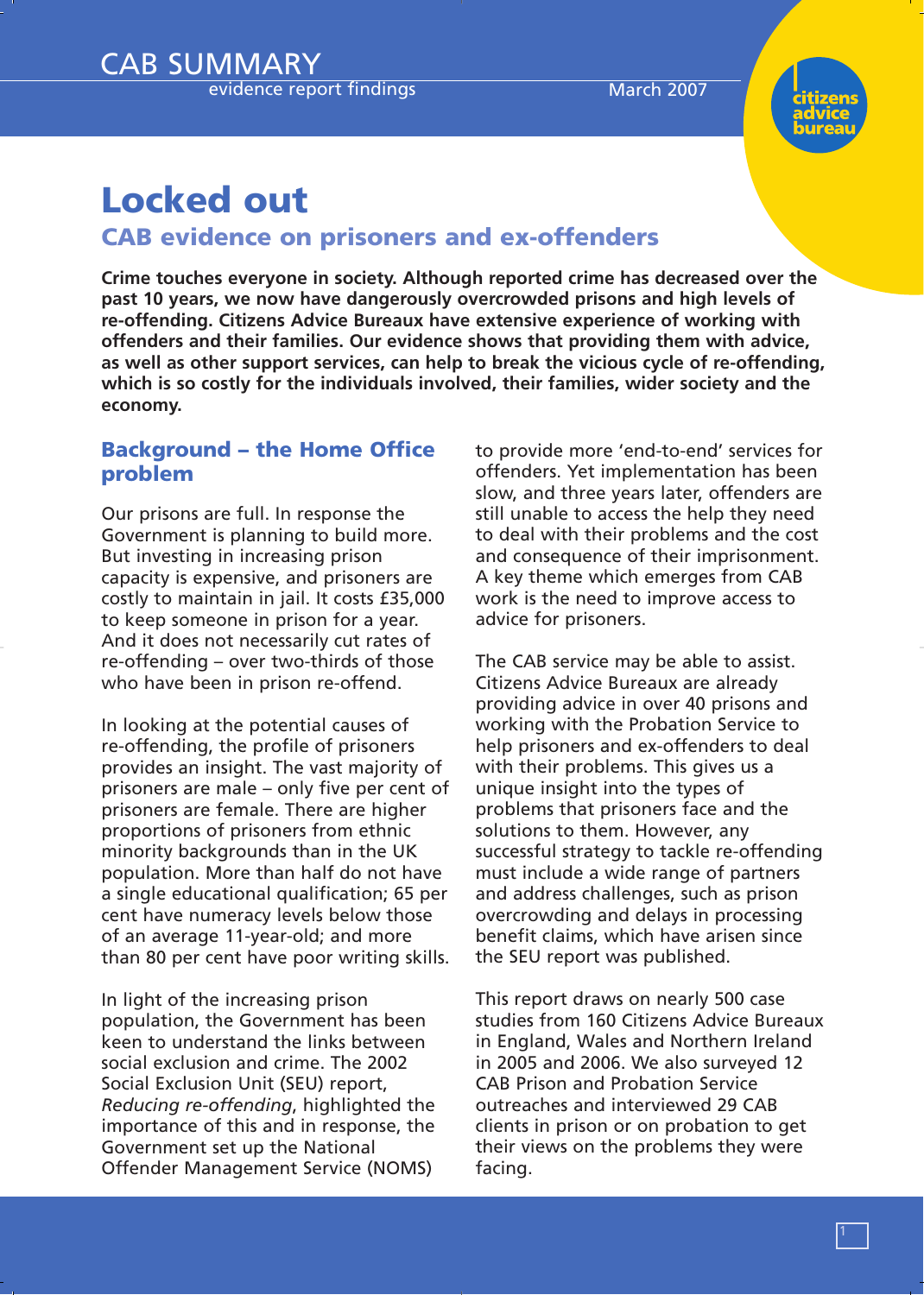CAB SUMMARY

evidence report findings

March 2007

# Locked out

## CAB evidence on prisoners and ex-offenders

**Crime touches everyone in society. Although reported crime has decreased over the past 10 years, we now have dangerously overcrowded prisons and high levels of re-offending. Citizens Advice Bureaux have extensive experience of working with offenders and their families. Our evidence shows that providing them with advice, as well as other support services, can help to break the vicious cycle of re-offending, which is so costly for the individuals involved, their families, wider society and the economy.**

### Background – the Home Office problem

Our prisons are full. In response the Government is planning to build more. But investing in increasing prison capacity is expensive, and prisoners are costly to maintain in jail. It costs £35,000 to keep someone in prison for a year. And it does not necessarily cut rates of re-offending – over two-thirds of those who have been in prison re-offend.

In looking at the potential causes of re-offending, the profile of prisoners provides an insight. The vast majority of prisoners are male – only five per cent of prisoners are female. There are higher proportions of prisoners from ethnic minority backgrounds than in the UK population. More than half do not have a single educational qualification; 65 per cent have numeracy levels below those of an average 11-year-old; and more than 80 per cent have poor writing skills.

In light of the increasing prison population, the Government has been keen to understand the links between social exclusion and crime. The 2002 Social Exclusion Unit (SEU) report, *Reducing re-offending*, highlighted the importance of this and in response, the Government set up the National Offender Management Service (NOMS) to provide more 'end-to-end' services for offenders. Yet implementation has been slow, and three years later, offenders are still unable to access the help they need to deal with their problems and the cost and consequence of their imprisonment. A key theme which emerges from CAB work is the need to improve access to advice for prisoners.

The CAB service may be able to assist. Citizens Advice Bureaux are already providing advice in over 40 prisons and working with the Probation Service to help prisoners and ex-offenders to deal with their problems. This gives us a unique insight into the types of problems that prisoners face and the solutions to them. However, any successful strategy to tackle re-offending must include a wide range of partners and address challenges, such as prison overcrowding and delays in processing benefit claims, which have arisen since the SEU report was published.

This report draws on nearly 500 case studies from 160 Citizens Advice Bureaux in England, Wales and Northern Ireland in 2005 and 2006. We also surveyed 12 CAB Prison and Probation Service outreaches and interviewed 29 CAB clients in prison or on probation to get their views on the problems they were facing.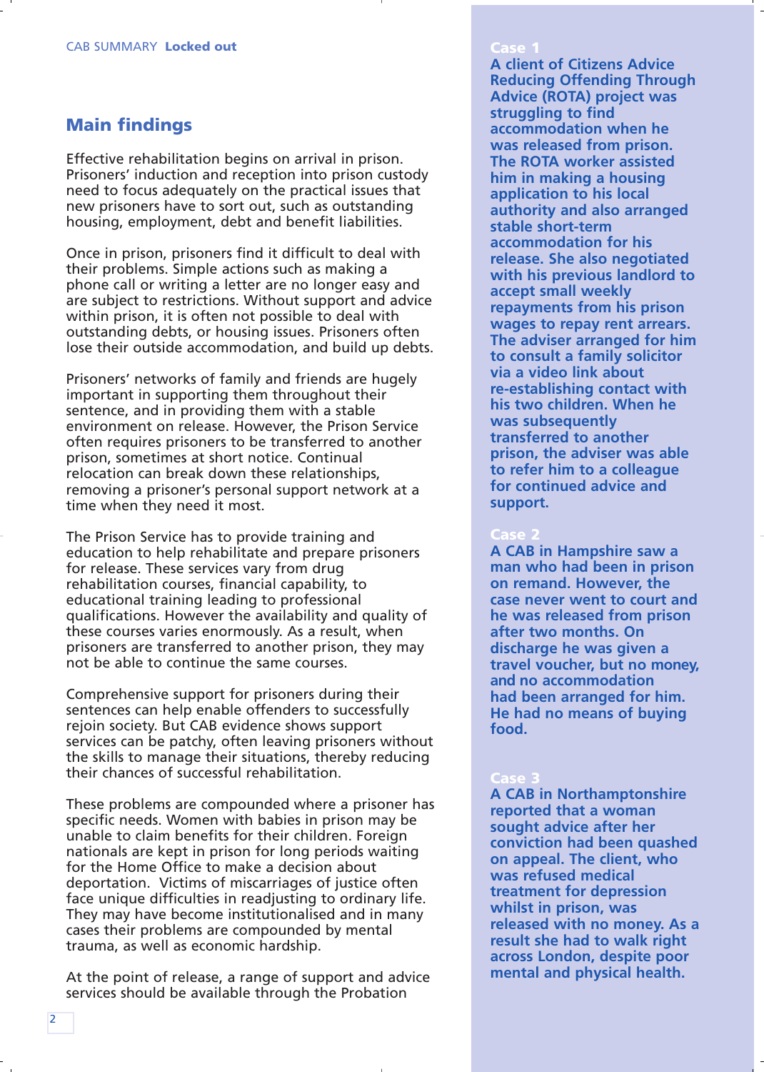## Main findings

Effective rehabilitation begins on arrival in prison. Prisoners' induction and reception into prison custody need to focus adequately on the practical issues that new prisoners have to sort out, such as outstanding housing, employment, debt and benefit liabilities.

Once in prison, prisoners find it difficult to deal with their problems. Simple actions such as making a phone call or writing a letter are no longer easy and are subject to restrictions. Without support and advice within prison, it is often not possible to deal with outstanding debts, or housing issues. Prisoners often lose their outside accommodation, and build up debts.

Prisoners' networks of family and friends are hugely important in supporting them throughout their sentence, and in providing them with a stable environment on release. However, the Prison Service often requires prisoners to be transferred to another prison, sometimes at short notice. Continual relocation can break down these relationships, removing a prisoner's personal support network at a time when they need it most.

The Prison Service has to provide training and education to help rehabilitate and prepare prisoners for release. These services vary from drug rehabilitation courses, financial capability, to educational training leading to professional qualifications. However the availability and quality of these courses varies enormously. As a result, when prisoners are transferred to another prison, they may not be able to continue the same courses.

Comprehensive support for prisoners during their sentences can help enable offenders to successfully rejoin society. But CAB evidence shows support services can be patchy, often leaving prisoners without the skills to manage their situations, thereby reducing their chances of successful rehabilitation.

These problems are compounded where a prisoner has specific needs. Women with babies in prison may be unable to claim benefits for their children. Foreign nationals are kept in prison for long periods waiting for the Home Office to make a decision about deportation. Victims of miscarriages of justice often face unique difficulties in readjusting to ordinary life. They may have become institutionalised and in many cases their problems are compounded by mental trauma, as well as economic hardship.

At the point of release, a range of support and advice services should be available through the Probation

**Case 1**

**A client of Citizens Advice Reducing Offending Through Advice (ROTA) project was struggling to find accommodation when he was released from prison. The ROTA worker assisted him in making a housing application to his local authority and also arranged stable short-term accommodation for his release. She also negotiated with his previous landlord to accept small weekly repayments from his prison wages to repay rent arrears. The adviser arranged for him to consult a family solicitor via a video link about re-establishing contact with his two children. When he was subsequently transferred to another prison, the adviser was able to refer him to a colleague for continued advice and support.**

**Case 2**

**A CAB in Hampshire saw a man who had been in prison on remand. However, the case never went to court and he was released from prison after two months. On discharge he was given a travel voucher, but no money, and no accommodation had been arranged for him. He had no means of buying food.**

**Case 3**

**A CAB in Northamptonshire reported that a woman sought advice after her conviction had been quashed on appeal. The client, who was refused medical treatment for depression whilst in prison, was released with no money. As a result she had to walk right across London, despite poor mental and physical health.**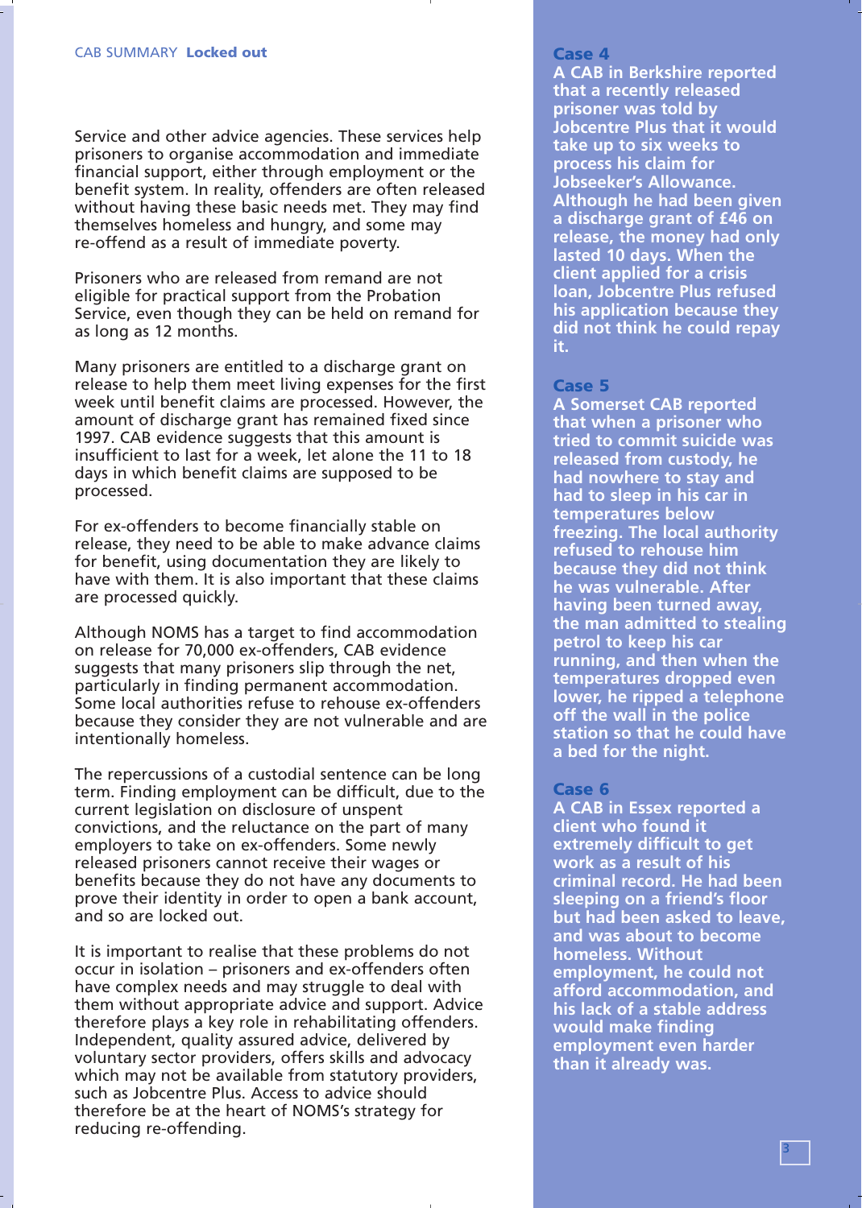Service and other advice agencies. These services help prisoners to organise accommodation and immediate financial support, either through employment or the benefit system. In reality, offenders are often released without having these basic needs met. They may find themselves homeless and hungry, and some may re-offend as a result of immediate poverty.

Prisoners who are released from remand are not eligible for practical support from the Probation Service, even though they can be held on remand for as long as 12 months.

Many prisoners are entitled to a discharge grant on release to help them meet living expenses for the first week until benefit claims are processed. However, the amount of discharge grant has remained fixed since 1997. CAB evidence suggests that this amount is insufficient to last for a week, let alone the 11 to 18 days in which benefit claims are supposed to be processed.

For ex-offenders to become financially stable on release, they need to be able to make advance claims for benefit, using documentation they are likely to have with them. It is also important that these claims are processed quickly.

Although NOMS has a target to find accommodation on release for 70,000 ex-offenders, CAB evidence suggests that many prisoners slip through the net, particularly in finding permanent accommodation. Some local authorities refuse to rehouse ex-offenders because they consider they are not vulnerable and are intentionally homeless.

The repercussions of a custodial sentence can be long term. Finding employment can be difficult, due to the current legislation on disclosure of unspent convictions, and the reluctance on the part of many employers to take on ex-offenders. Some newly released prisoners cannot receive their wages or benefits because they do not have any documents to prove their identity in order to open a bank account, and so are locked out.

It is important to realise that these problems do not occur in isolation – prisoners and ex-offenders often have complex needs and may struggle to deal with them without appropriate advice and support. Advice therefore plays a key role in rehabilitating offenders. Independent, quality assured advice, delivered by voluntary sector providers, offers skills and advocacy which may not be available from statutory providers, such as Jobcentre Plus. Access to advice should therefore be at the heart of NOMS's strategy for reducing re-offending.

### Case 4

**A CAB in Berkshire reported that a recently released prisoner was told by Jobcentre Plus that it would take up to six weeks to process his claim for Jobseeker's Allowance. Although he had been given a discharge grant of £46 on release, the money had only lasted 10 days. When the client applied for a crisis loan, Jobcentre Plus refused his application because they did not think he could repay it.**

### Case 5

**A Somerset CAB reported that when a prisoner who tried to commit suicide was released from custody, he had nowhere to stay and had to sleep in his car in temperatures below freezing. The local authority refused to rehouse him because they did not think he was vulnerable. After having been turned away, the man admitted to stealing petrol to keep his car running, and then when the temperatures dropped even lower, he ripped a telephone off the wall in the police station so that he could have a bed for the night.**

### Case 6

**A CAB in Essex reported a client who found it extremely difficult to get work as a result of his criminal record. He had been sleeping on a friend's floor but had been asked to leave, and was about to become homeless. Without employment, he could not afford accommodation, and his lack of a stable address would make finding employment even harder than it already was.**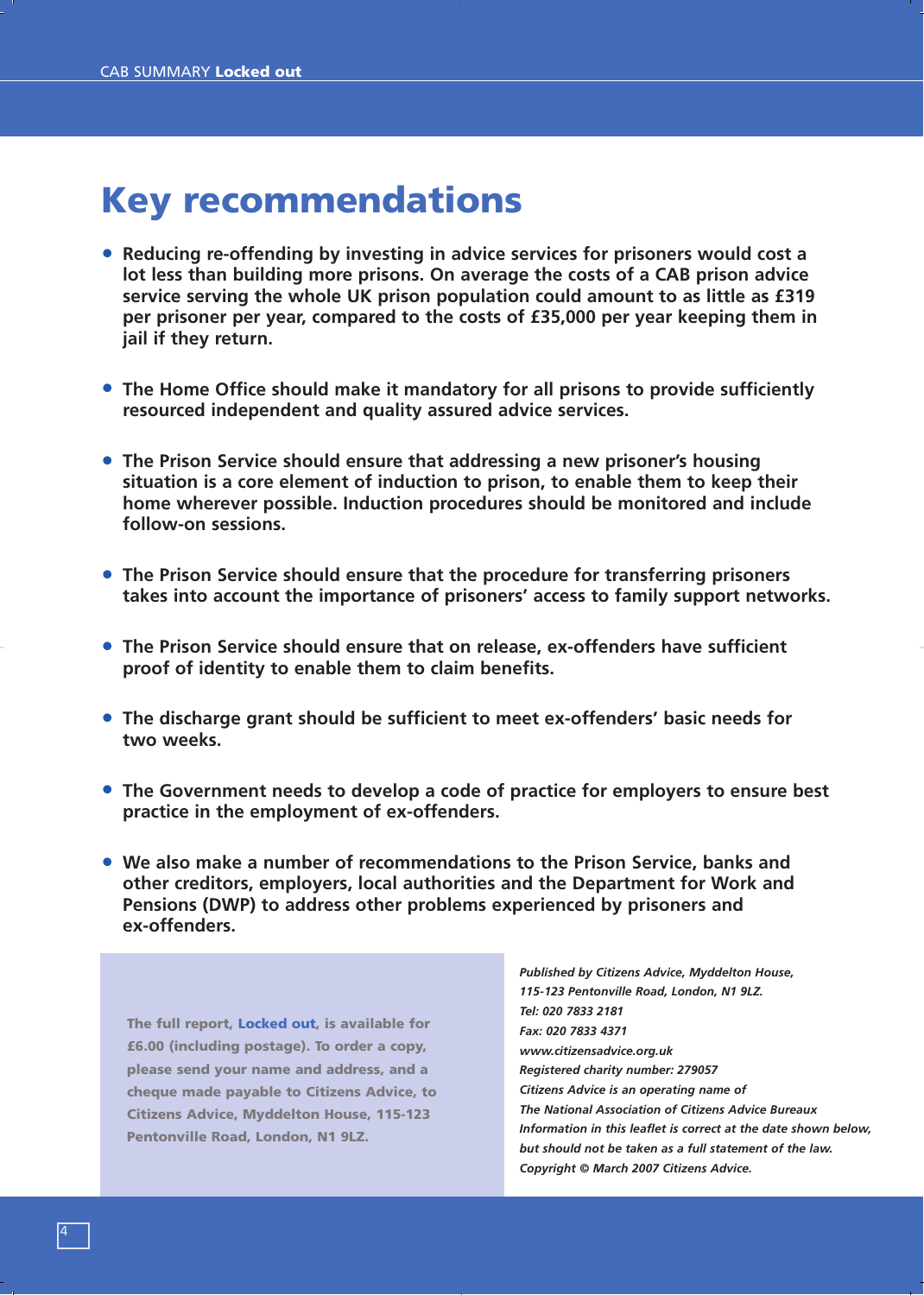# Key recommendations

- **Reducing re-offending by investing in advice services for prisoners would cost a lot less than building more prisons. On average the costs of a CAB prison advice service serving the whole UK prison population could amount to as little as £319 per prisoner per year, compared to the costs of £35,000 per year keeping them in jail if they return.**

- **The Home Office should make it mandatory for all prisons to provide sufficiently resourced independent and quality assured advice services.**

- **The Prison Service should ensure that addressing a new prisoner's housing situation is a core element of induction to prison, to enable them to keep their home wherever possible. Induction procedures should be monitored and include follow-on sessions.**

- **The Prison Service should ensure that the procedure for transferring prisoners takes into account the importance of prisoners' access to family support networks.**

- **The Prison Service should ensure that on release, ex-offenders have sufficient proof of identity to enable them to claim benefits.**

- **The discharge grant should be sufficient to meet ex-offenders' basic needs for two weeks.**

- **The Government needs to develop a code of practice for employers to ensure best practice in the employment of ex-offenders.**

- **We also make a number of recommendations to the Prison Service, banks and other creditors, employers, local authorities and the Department for Work and Pensions (DWP) to address other problems experienced by prisoners and ex-offenders.**

**The full report, Locked out, is available for £6.00 (including postage). To order a copy, please send your name and address, and a cheque made payable to Citizens Advice, to Citizens Advice, Myddelton House, 115-123 Pentonville Road, London, N1 9LZ.**

*Published by Citizens Advice, Myddelton House, 115-123 Pentonville Road, London, N1 9LZ.*
*Tel: 020 7833 2181*
*Fax: 020 7833 4371*
*www.citizensadvice.org.uk*
*Registered charity number: 279057*
*Citizens Advice is an operating name of The National Association of Citizens Advice Bureaux*
*Information in this leaflet is correct at the date shown below, but should not be taken as a full statement of the law.*
*Copyright © March 2007 Citizens Advice.*